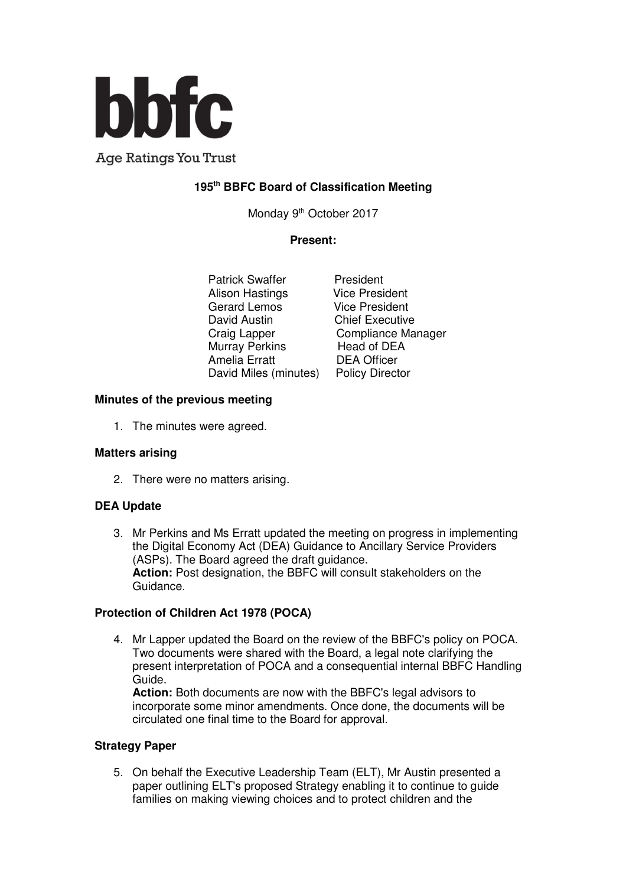bbfc

Age Ratings You Trust

# 195th BBFC Board of Classification Meeting

Monday 9th October 2017

**Present:**

| | |
|---|---|
| Patrick Swaffer | President |
| Alison Hastings | Vice President |
| Gerard Lemos | Vice President |
| David Austin | Chief Executive |
| Craig Lapper | Compliance Manager |
| Murray Perkins | Head of DEA |
| Amelia Erratt | DEA Officer |
| David Miles (minutes) | Policy Director |

**Minutes of the previous meeting**

1. The minutes were agreed.

**Matters arising**

2. There were no matters arising.

**DEA Update**

3. Mr Perkins and Ms Erratt updated the meeting on progress in implementing the Digital Economy Act (DEA) Guidance to Ancillary Service Providers (ASPs). The Board agreed the draft guidance.
   **Action:** Post designation, the BBFC will consult stakeholders on the Guidance.

**Protection of Children Act 1978 (POCA)**

4. Mr Lapper updated the Board on the review of the BBFC's policy on POCA. Two documents were shared with the Board, a legal note clarifying the present interpretation of POCA and a consequential internal BBFC Handling Guide.
   **Action:** Both documents are now with the BBFC's legal advisors to incorporate some minor amendments. Once done, the documents will be circulated one final time to the Board for approval.

**Strategy Paper**

5. On behalf the Executive Leadership Team (ELT), Mr Austin presented a paper outlining ELT's proposed Strategy enabling it to continue to guide families on making viewing choices and to protect children and the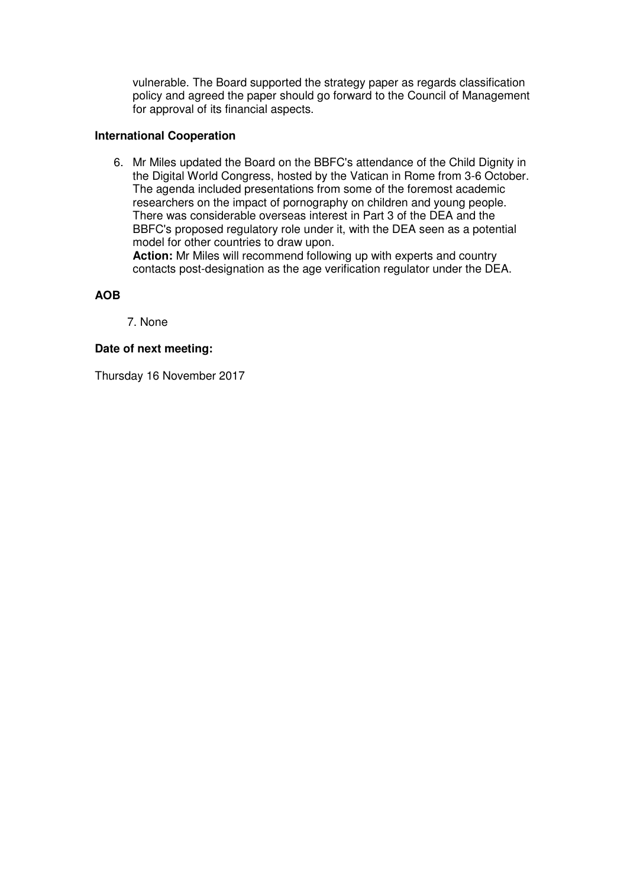vulnerable. The Board supported the strategy paper as regards classification policy and agreed the paper should go forward to the Council of Management for approval of its financial aspects.

**International Cooperation**

6. Mr Miles updated the Board on the BBFC's attendance of the Child Dignity in the Digital World Congress, hosted by the Vatican in Rome from 3-6 October. The agenda included presentations from some of the foremost academic researchers on the impact of pornography on children and young people. There was considerable overseas interest in Part 3 of the DEA and the BBFC's proposed regulatory role under it, with the DEA seen as a potential model for other countries to draw upon.
   **Action:** Mr Miles will recommend following up with experts and country contacts post-designation as the age verification regulator under the DEA.

**AOB**

7. None

**Date of next meeting:**

Thursday 16 November 2017